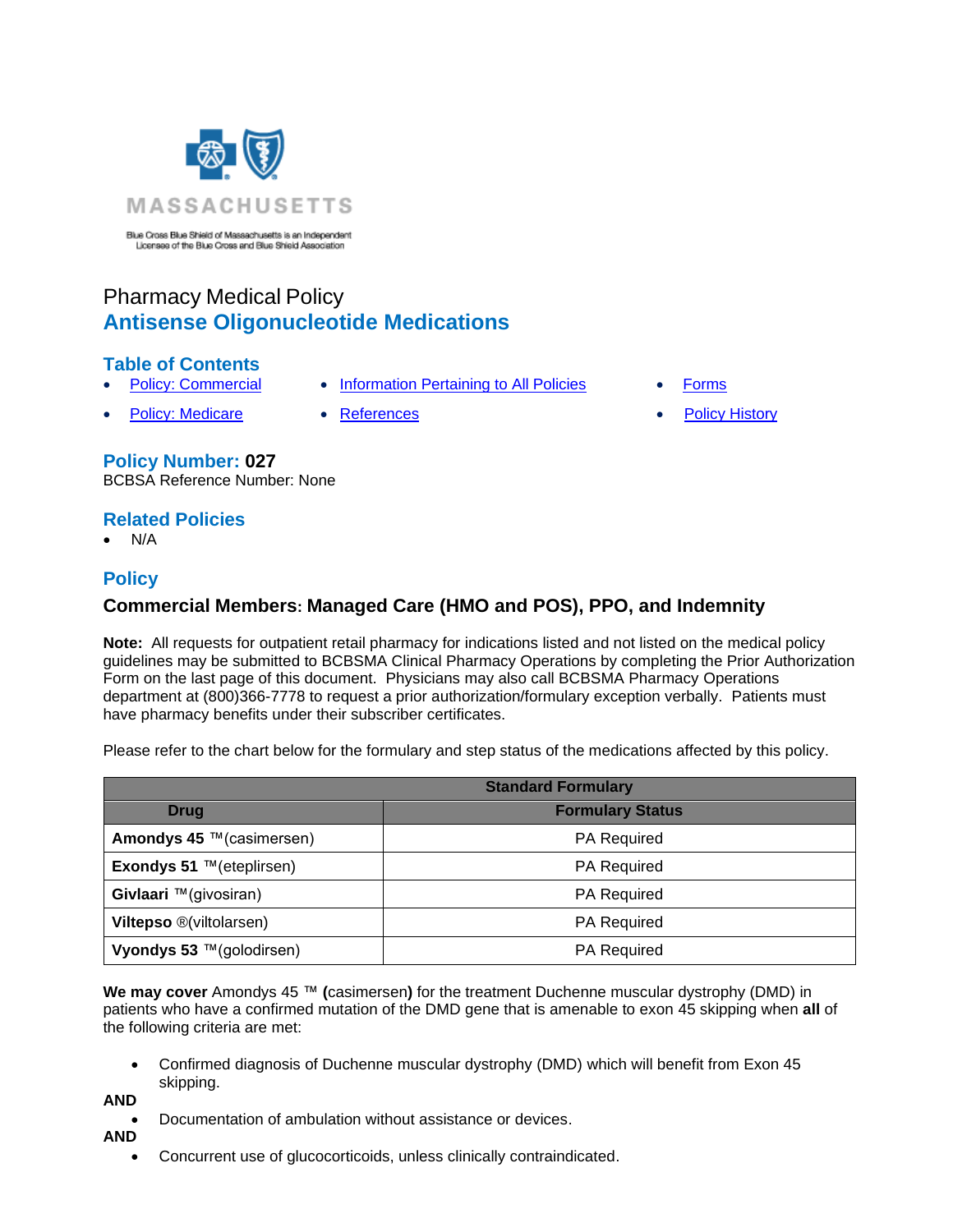MASSACHUSETTS

Blue Cross Blue Shield of Massachusetts is an Independent Licensee of the Blue Cross and Blue Shield Association

# Pharmacy Medical Policy
## Antisense Oligonucleotide Medications

## Table of Contents

- Policy: Commercial
- Policy: Medicare
- Information Pertaining to All Policies
- References
- Forms
- Policy History

## Policy Number: 027

BCBSA Reference Number: None

## Related Policies

- N/A

## Policy

### Commercial Members: Managed Care (HMO and POS), PPO, and Indemnity

**Note:** All requests for outpatient retail pharmacy for indications listed and not listed on the medical policy guidelines may be submitted to BCBSMA Clinical Pharmacy Operations by completing the Prior Authorization Form on the last page of this document. Physicians may also call BCBSMA Pharmacy Operations department at (800)366-7778 to request a prior authorization/formulary exception verbally. Patients must have pharmacy benefits under their subscriber certificates.

Please refer to the chart below for the formulary and step status of the medications affected by this policy.

| Standard Formulary | |
|---|---|
| **Drug** | **Formulary Status** |
| **Amondys 45** ™(casimersen) | PA Required |
| **Exondys 51** ™(eteplirsen) | PA Required |
| **Givlaari** ™(givosiran) | PA Required |
| **Viltepso** ®(viltolarsen) | PA Required |
| **Vyondys 53** ™(golodirsen) | PA Required |

**We may cover** Amondys 45 ™ **(**casimersen**)** for the treatment Duchenne muscular dystrophy (DMD) in patients who have a confirmed mutation of the DMD gene that is amenable to exon 45 skipping when **all** of the following criteria are met:

- Confirmed diagnosis of Duchenne muscular dystrophy (DMD) which will benefit from Exon 45 skipping.

**AND**

- Documentation of ambulation without assistance or devices.

**AND**

- Concurrent use of glucocorticoids, unless clinically contraindicated.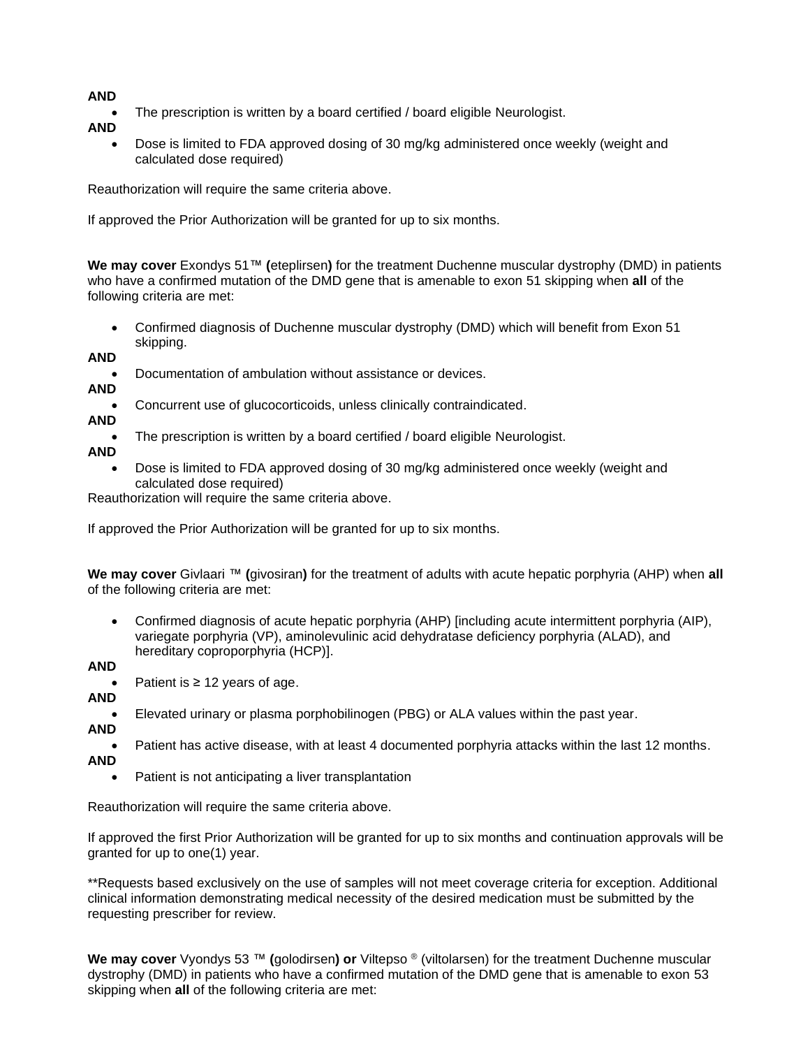**AND**

- The prescription is written by a board certified / board eligible Neurologist.

**AND**

- Dose is limited to FDA approved dosing of 30 mg/kg administered once weekly (weight and calculated dose required)

Reauthorization will require the same criteria above.

If approved the Prior Authorization will be granted for up to six months.

**We may cover** Exondys 51™ **(**eteplirsen**)** for the treatment Duchenne muscular dystrophy (DMD) in patients who have a confirmed mutation of the DMD gene that is amenable to exon 51 skipping when **all** of the following criteria are met:

- Confirmed diagnosis of Duchenne muscular dystrophy (DMD) which will benefit from Exon 51 skipping.

**AND**

- Documentation of ambulation without assistance or devices.

**AND**

- Concurrent use of glucocorticoids, unless clinically contraindicated.

**AND**

- The prescription is written by a board certified / board eligible Neurologist.

**AND**

- Dose is limited to FDA approved dosing of 30 mg/kg administered once weekly (weight and calculated dose required)

Reauthorization will require the same criteria above.

If approved the Prior Authorization will be granted for up to six months.

**We may cover** Givlaari ™ **(**givosiran**)** for the treatment of adults with acute hepatic porphyria (AHP) when **all** of the following criteria are met:

- Confirmed diagnosis of acute hepatic porphyria (AHP) [including acute intermittent porphyria (AIP), variegate porphyria (VP), aminolevulinic acid dehydratase deficiency porphyria (ALAD), and hereditary coproporphyria (HCP)].

**AND**

- Patient is ≥ 12 years of age.

**AND**

- Elevated urinary or plasma porphobilinogen (PBG) or ALA values within the past year.

**AND**

- Patient has active disease, with at least 4 documented porphyria attacks within the last 12 months.

**AND**

- Patient is not anticipating a liver transplantation

Reauthorization will require the same criteria above.

If approved the first Prior Authorization will be granted for up to six months and continuation approvals will be granted for up to one(1) year.

**Requests based exclusively on the use of samples will not meet coverage criteria for exception. Additional clinical information demonstrating medical necessity of the desired medication must be submitted by the requesting prescriber for review.

**We may cover** Vyondys 53 ™ **(**golodirsen**) or** Viltepso ® (viltolarsen) for the treatment Duchenne muscular dystrophy (DMD) in patients who have a confirmed mutation of the DMD gene that is amenable to exon 53 skipping when **all** of the following criteria are met: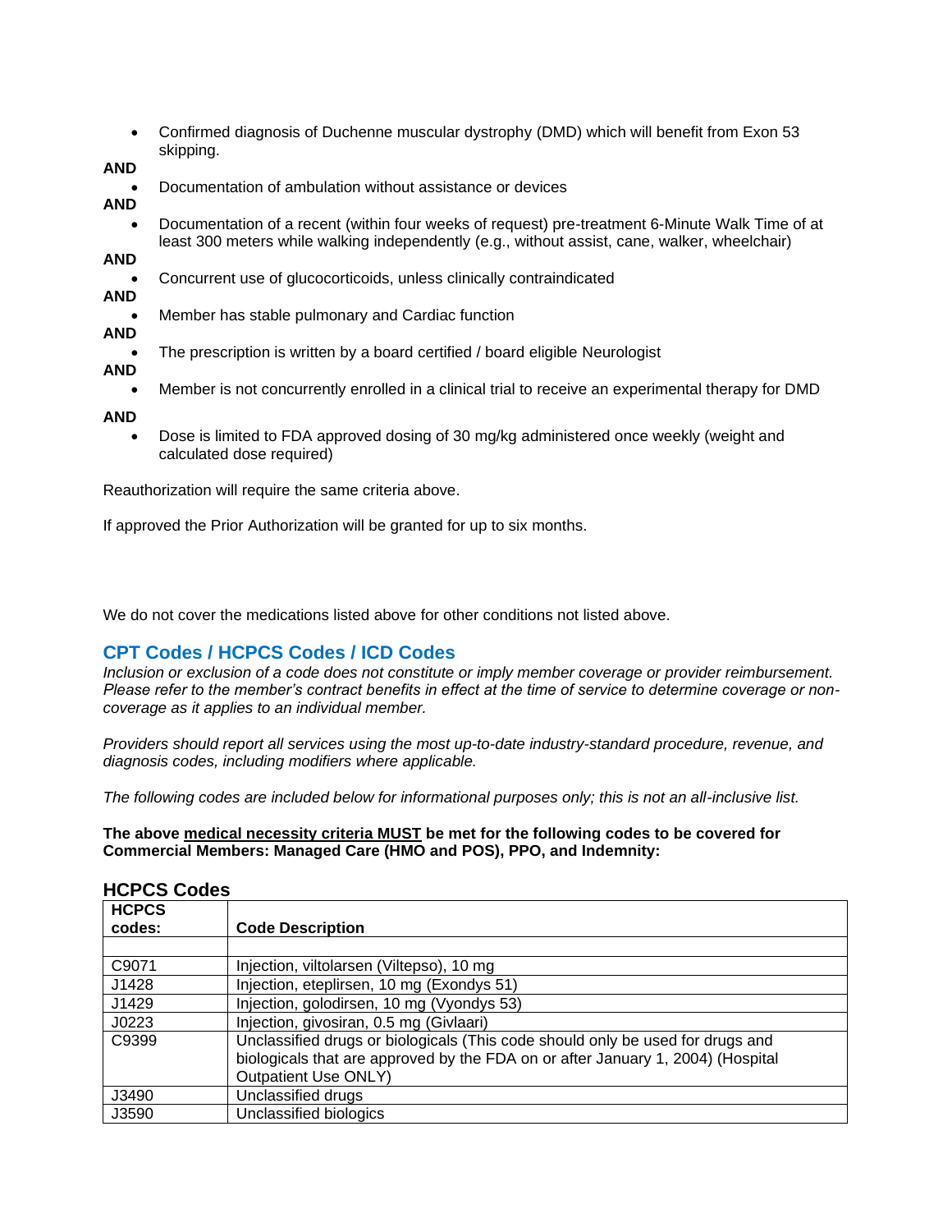- Confirmed diagnosis of Duchenne muscular dystrophy (DMD) which will benefit from Exon 53 skipping.

**AND**

- Documentation of ambulation without assistance or devices

**AND**

- Documentation of a recent (within four weeks of request) pre-treatment 6-Minute Walk Time of at least 300 meters while walking independently (e.g., without assist, cane, walker, wheelchair)

**AND**

- Concurrent use of glucocorticoids, unless clinically contraindicated

**AND**

- Member has stable pulmonary and Cardiac function

**AND**

- The prescription is written by a board certified / board eligible Neurologist

**AND**

- Member is not concurrently enrolled in a clinical trial to receive an experimental therapy for DMD

**AND**

- Dose is limited to FDA approved dosing of 30 mg/kg administered once weekly (weight and calculated dose required)

Reauthorization will require the same criteria above.

If approved the Prior Authorization will be granted for up to six months.

We do not cover the medications listed above for other conditions not listed above.

## CPT Codes / HCPCS Codes / ICD Codes

*Inclusion or exclusion of a code does not constitute or imply member coverage or provider reimbursement. Please refer to the member's contract benefits in effect at the time of service to determine coverage or non-coverage as it applies to an individual member.*

*Providers should report all services using the most up-to-date industry-standard procedure, revenue, and diagnosis codes, including modifiers where applicable.*

*The following codes are included below for informational purposes only; this is not an all-inclusive list.*

**The above medical necessity criteria MUST be met for the following codes to be covered for Commercial Members: Managed Care (HMO and POS), PPO, and Indemnity:**

### HCPCS Codes

| HCPCS codes: | Code Description |
|---|---|
| | |
| C9071 | Injection, viltolarsen (Viltepso), 10 mg |
| J1428 | Injection, eteplirsen, 10 mg (Exondys 51) |
| J1429 | Injection, golodirsen, 10 mg (Vyondys 53) |
| J0223 | Injection, givosiran, 0.5 mg (Givlaari) |
| C9399 | Unclassified drugs or biologicals (This code should only be used for drugs and biologicals that are approved by the FDA on or after January 1, 2004) (Hospital Outpatient Use ONLY) |
| J3490 | Unclassified drugs |
| J3590 | Unclassified biologics |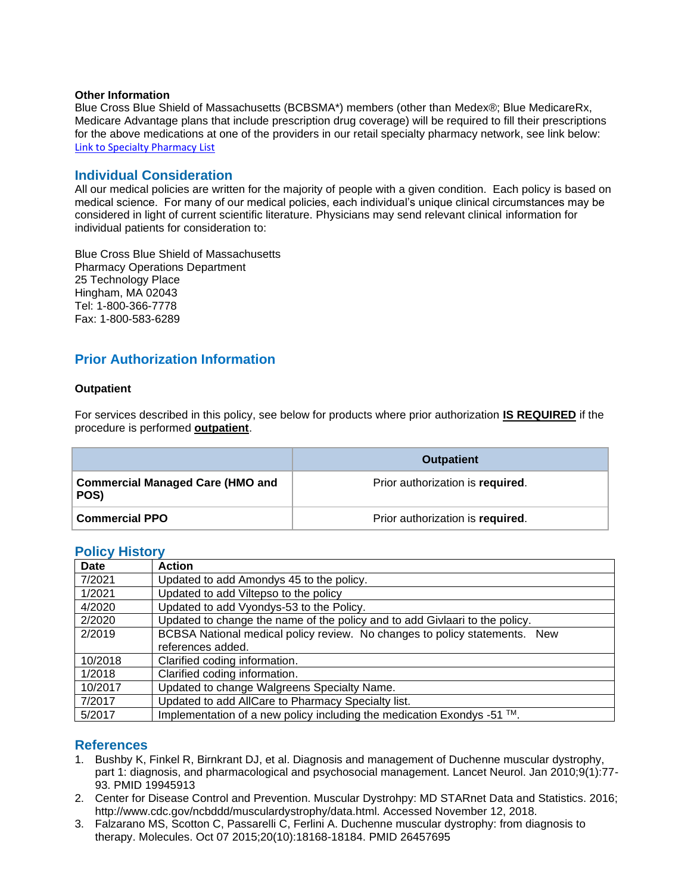**Other Information**

Blue Cross Blue Shield of Massachusetts (BCBSMA*) members (other than Medex®; Blue MedicareRx, Medicare Advantage plans that include prescription drug coverage) will be required to fill their prescriptions for the above medications at one of the providers in our retail specialty pharmacy network, see link below: [Link to Specialty Pharmacy List]

## Individual Consideration

All our medical policies are written for the majority of people with a given condition. Each policy is based on medical science. For many of our medical policies, each individual's unique clinical circumstances may be considered in light of current scientific literature. Physicians may send relevant clinical information for individual patients for consideration to:

Blue Cross Blue Shield of Massachusetts
Pharmacy Operations Department
25 Technology Place
Hingham, MA 02043
Tel: 1-800-366-7778
Fax: 1-800-583-6289

## Prior Authorization Information

**Outpatient**

For services described in this policy, see below for products where prior authorization **IS REQUIRED** if the procedure is performed **outpatient**.

| | Outpatient |
|---|---|
| **Commercial Managed Care (HMO and POS)** | Prior authorization is **required**. |
| **Commercial PPO** | Prior authorization is **required**. |

## Policy History

| Date | Action |
|---|---|
| 7/2021 | Updated to add Amondys 45 to the policy. |
| 1/2021 | Updated to add Viltepso to the policy |
| 4/2020 | Updated to add Vyondys-53 to the Policy. |
| 2/2020 | Updated to change the name of the policy and to add Givlaari to the policy. |
| 2/2019 | BCBSA National medical policy review. No changes to policy statements. New references added. |
| 10/2018 | Clarified coding information. |
| 1/2018 | Clarified coding information. |
| 10/2017 | Updated to change Walgreens Specialty Name. |
| 7/2017 | Updated to add AllCare to Pharmacy Specialty list. |
| 5/2017 | Implementation of a new policy including the medication Exondys -51 ™. |

## References

1. Bushby K, Finkel R, Birnkrant DJ, et al. Diagnosis and management of Duchenne muscular dystrophy, part 1: diagnosis, and pharmacological and psychosocial management. Lancet Neurol. Jan 2010;9(1):77-93. PMID 19945913
2. Center for Disease Control and Prevention. Muscular Dystrohpy: MD STARnet Data and Statistics. 2016; http://www.cdc.gov/ncbddd/musculardystrophy/data.html. Accessed November 12, 2018.
3. Falzarano MS, Scotton C, Passarelli C, Ferlini A. Duchenne muscular dystrophy: from diagnosis to therapy. Molecules. Oct 07 2015;20(10):18168-18184. PMID 26457695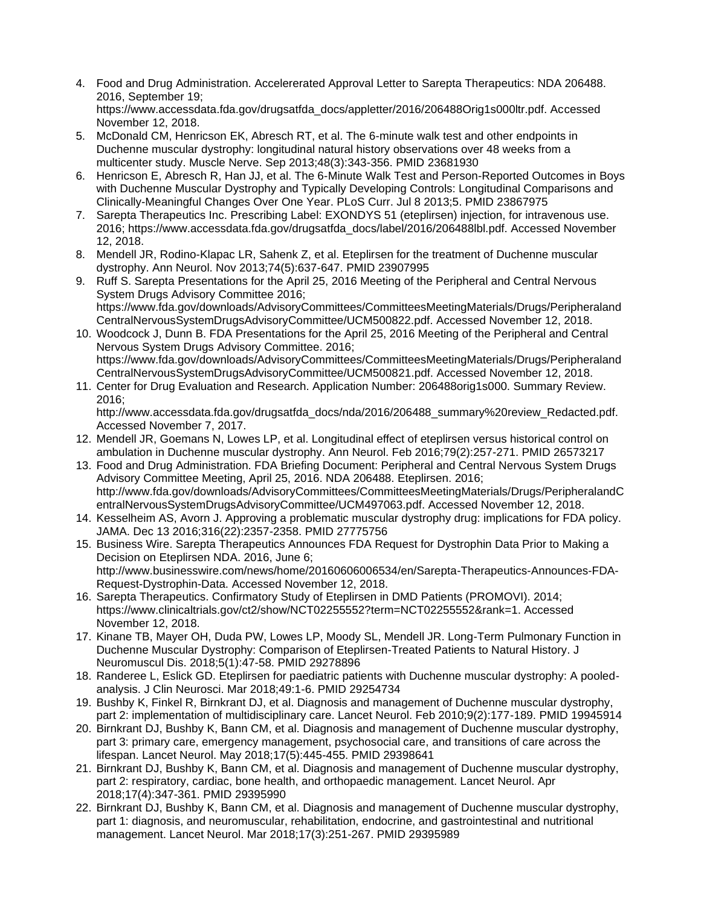4. Food and Drug Administration. Accelererated Approval Letter to Sarepta Therapeutics: NDA 206488. 2016, September 19; https://www.accessdata.fda.gov/drugsatfda_docs/appletter/2016/206488Orig1s000ltr.pdf. Accessed November 12, 2018.
5. McDonald CM, Henricson EK, Abresch RT, et al. The 6-minute walk test and other endpoints in Duchenne muscular dystrophy: longitudinal natural history observations over 48 weeks from a multicenter study. Muscle Nerve. Sep 2013;48(3):343-356. PMID 23681930
6. Henricson E, Abresch R, Han JJ, et al. The 6-Minute Walk Test and Person-Reported Outcomes in Boys with Duchenne Muscular Dystrophy and Typically Developing Controls: Longitudinal Comparisons and Clinically-Meaningful Changes Over One Year. PLoS Curr. Jul 8 2013;5. PMID 23867975
7. Sarepta Therapeutics Inc. Prescribing Label: EXONDYS 51 (eteplirsen) injection, for intravenous use. 2016; https://www.accessdata.fda.gov/drugsatfda_docs/label/2016/206488lbl.pdf. Accessed November 12, 2018.
8. Mendell JR, Rodino-Klapac LR, Sahenk Z, et al. Eteplirsen for the treatment of Duchenne muscular dystrophy. Ann Neurol. Nov 2013;74(5):637-647. PMID 23907995
9. Ruff S. Sarepta Presentations for the April 25, 2016 Meeting of the Peripheral and Central Nervous System Drugs Advisory Committee 2016; https://www.fda.gov/downloads/AdvisoryCommittees/CommitteesMeetingMaterials/Drugs/PeripheralandCentralNervousSystemDrugsAdvisoryCommittee/UCM500822.pdf. Accessed November 12, 2018.
10. Woodcock J, Dunn B. FDA Presentations for the April 25, 2016 Meeting of the Peripheral and Central Nervous System Drugs Advisory Committee. 2016; https://www.fda.gov/downloads/AdvisoryCommittees/CommitteesMeetingMaterials/Drugs/PeripheralandCentralNervousSystemDrugsAdvisoryCommittee/UCM500821.pdf. Accessed November 12, 2018.
11. Center for Drug Evaluation and Research. Application Number: 206488orig1s000. Summary Review. 2016; http://www.accessdata.fda.gov/drugsatfda_docs/nda/2016/206488_summary%20review_Redacted.pdf. Accessed November 7, 2017.
12. Mendell JR, Goemans N, Lowes LP, et al. Longitudinal effect of eteplirsen versus historical control on ambulation in Duchenne muscular dystrophy. Ann Neurol. Feb 2016;79(2):257-271. PMID 26573217
13. Food and Drug Administration. FDA Briefing Document: Peripheral and Central Nervous System Drugs Advisory Committee Meeting, April 25, 2016. NDA 206488. Eteplirsen. 2016; http://www.fda.gov/downloads/AdvisoryCommittees/CommitteesMeetingMaterials/Drugs/PeripheralandCentralNervousSystemDrugsAdvisoryCommittee/UCM497063.pdf. Accessed November 12, 2018.
14. Kesselheim AS, Avorn J. Approving a problematic muscular dystrophy drug: implications for FDA policy. JAMA. Dec 13 2016;316(22):2357-2358. PMID 27775756
15. Business Wire. Sarepta Therapeutics Announces FDA Request for Dystrophin Data Prior to Making a Decision on Eteplirsen NDA. 2016, June 6; http://www.businesswire.com/news/home/20160606006534/en/Sarepta-Therapeutics-Announces-FDA-Request-Dystrophin-Data. Accessed November 12, 2018.
16. Sarepta Therapeutics. Confirmatory Study of Eteplirsen in DMD Patients (PROMOVI). 2014; https://www.clinicaltrials.gov/ct2/show/NCT02255552?term=NCT02255552&rank=1. Accessed November 12, 2018.
17. Kinane TB, Mayer OH, Duda PW, Lowes LP, Moody SL, Mendell JR. Long-Term Pulmonary Function in Duchenne Muscular Dystrophy: Comparison of Eteplirsen-Treated Patients to Natural History. J Neuromuscul Dis. 2018;5(1):47-58. PMID 29278896
18. Randeree L, Eslick GD. Eteplirsen for paediatric patients with Duchenne muscular dystrophy: A pooled-analysis. J Clin Neurosci. Mar 2018;49:1-6. PMID 29254734
19. Bushby K, Finkel R, Birnkrant DJ, et al. Diagnosis and management of Duchenne muscular dystrophy, part 2: implementation of multidisciplinary care. Lancet Neurol. Feb 2010;9(2):177-189. PMID 19945914
20. Birnkrant DJ, Bushby K, Bann CM, et al. Diagnosis and management of Duchenne muscular dystrophy, part 3: primary care, emergency management, psychosocial care, and transitions of care across the lifespan. Lancet Neurol. May 2018;17(5):445-455. PMID 29398641
21. Birnkrant DJ, Bushby K, Bann CM, et al. Diagnosis and management of Duchenne muscular dystrophy, part 2: respiratory, cardiac, bone health, and orthopaedic management. Lancet Neurol. Apr 2018;17(4):347-361. PMID 29395990
22. Birnkrant DJ, Bushby K, Bann CM, et al. Diagnosis and management of Duchenne muscular dystrophy, part 1: diagnosis, and neuromuscular, rehabilitation, endocrine, and gastrointestinal and nutritional management. Lancet Neurol. Mar 2018;17(3):251-267. PMID 29395989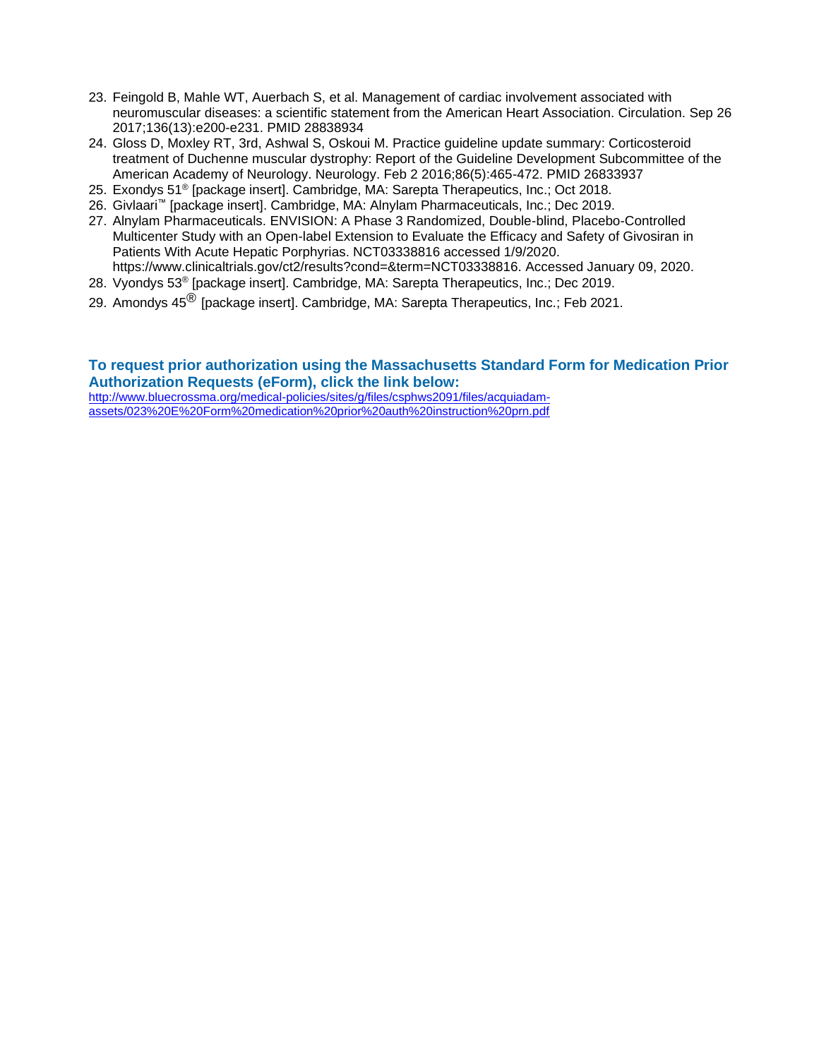23. Feingold B, Mahle WT, Auerbach S, et al. Management of cardiac involvement associated with neuromuscular diseases: a scientific statement from the American Heart Association. Circulation. Sep 26 2017;136(13):e200-e231. PMID 28838934
24. Gloss D, Moxley RT, 3rd, Ashwal S, Oskoui M. Practice guideline update summary: Corticosteroid treatment of Duchenne muscular dystrophy: Report of the Guideline Development Subcommittee of the American Academy of Neurology. Neurology. Feb 2 2016;86(5):465-472. PMID 26833937
25. Exondys 51® [package insert]. Cambridge, MA: Sarepta Therapeutics, Inc.; Oct 2018.
26. Givlaari™ [package insert]. Cambridge, MA: Alnylam Pharmaceuticals, Inc.; Dec 2019.
27. Alnylam Pharmaceuticals. ENVISION: A Phase 3 Randomized, Double-blind, Placebo-Controlled Multicenter Study with an Open-label Extension to Evaluate the Efficacy and Safety of Givosiran in Patients With Acute Hepatic Porphyrias. NCT03338816 accessed 1/9/2020. https://www.clinicaltrials.gov/ct2/results?cond=&term=NCT03338816. Accessed January 09, 2020.
28. Vyondys 53® [package insert]. Cambridge, MA: Sarepta Therapeutics, Inc.; Dec 2019.
29. Amondys 45® [package insert]. Cambridge, MA: Sarepta Therapeutics, Inc.; Feb 2021.

**To request prior authorization using the Massachusetts Standard Form for Medication Prior Authorization Requests (eForm), click the link below:**

http://www.bluecrossma.org/medical-policies/sites/g/files/csphws2091/files/acquiadam-assets/023%20E%20Form%20medication%20prior%20auth%20instruction%20prn.pdf